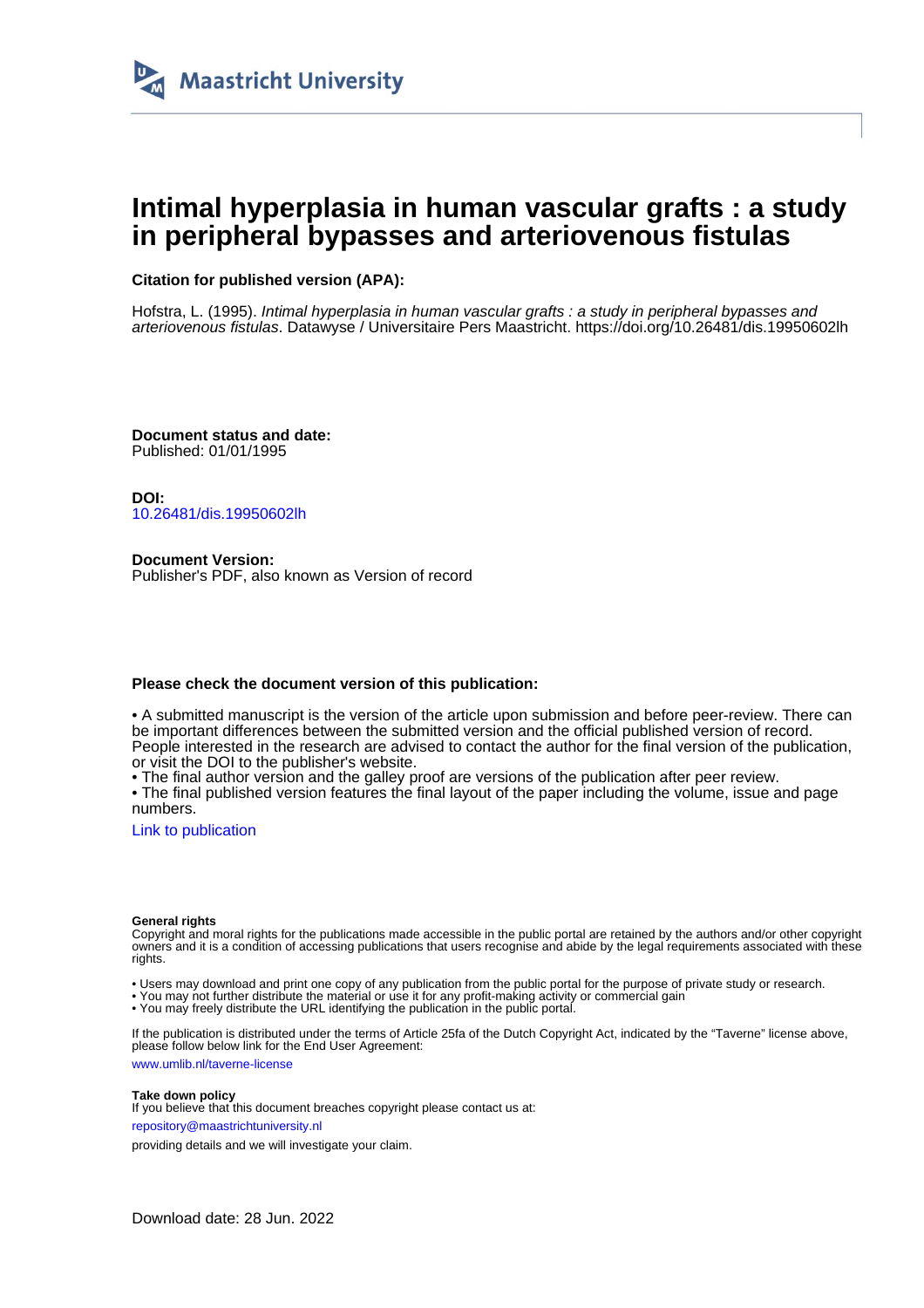Maastricht University

# Intimal hyperplasia in human vascular grafts : a study in peripheral bypasses and arteriovenous fistulas

**Citation for published version (APA):**

Hofstra, L. (1995). *Intimal hyperplasia in human vascular grafts : a study in peripheral bypasses and arteriovenous fistulas*. Datawyse / Universitaire Pers Maastricht. https://doi.org/10.26481/dis.19950602lh

**Document status and date:**
Published: 01/01/1995

**DOI:**
10.26481/dis.19950602lh

**Document Version:**
Publisher's PDF, also known as Version of record

**Please check the document version of this publication:**

• A submitted manuscript is the version of the article upon submission and before peer-review. There can be important differences between the submitted version and the official published version of record. People interested in the research are advised to contact the author for the final version of the publication, or visit the DOI to the publisher's website.
• The final author version and the galley proof are versions of the publication after peer review.
• The final published version features the final layout of the paper including the volume, issue and page numbers.

Link to publication

**General rights**
Copyright and moral rights for the publications made accessible in the public portal are retained by the authors and/or other copyright owners and it is a condition of accessing publications that users recognise and abide by the legal requirements associated with these rights.

• Users may download and print one copy of any publication from the public portal for the purpose of private study or research.
• You may not further distribute the material or use it for any profit-making activity or commercial gain
• You may freely distribute the URL identifying the publication in the public portal.

If the publication is distributed under the terms of Article 25fa of the Dutch Copyright Act, indicated by the "Taverne" license above, please follow below link for the End User Agreement:

www.umlib.nl/taverne-license

**Take down policy**
If you believe that this document breaches copyright please contact us at:

repository@maastrichtuniversity.nl

providing details and we will investigate your claim.

Download date: 28 Jun. 2022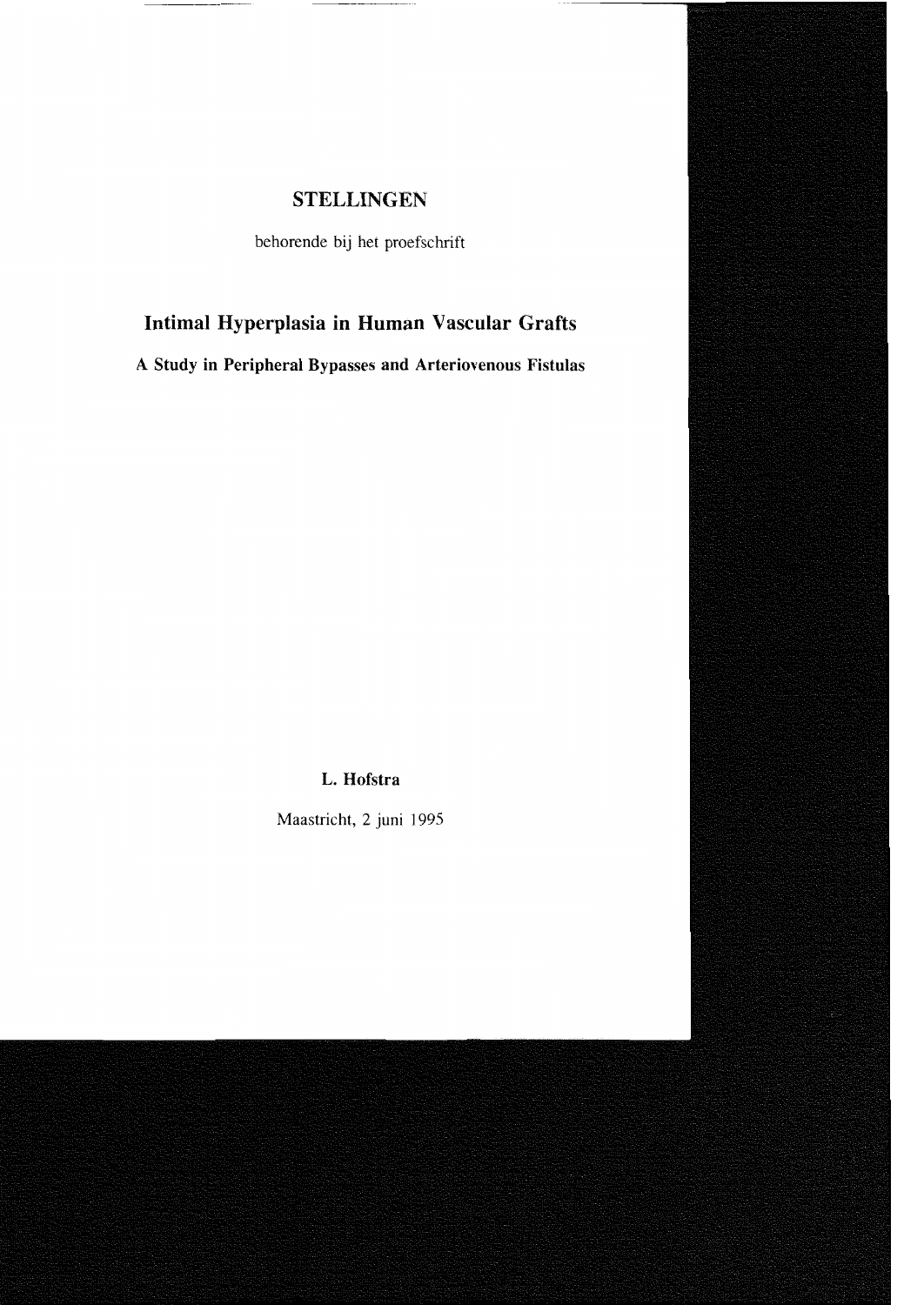# STELLINGEN

behorende bij het proefschrift

## Intimal Hyperplasia in Human Vascular Grafts

### A Study in Peripheral Bypasses and Arteriovenous Fistulas

**L. Hofstra**

Maastricht, 2 juni 1995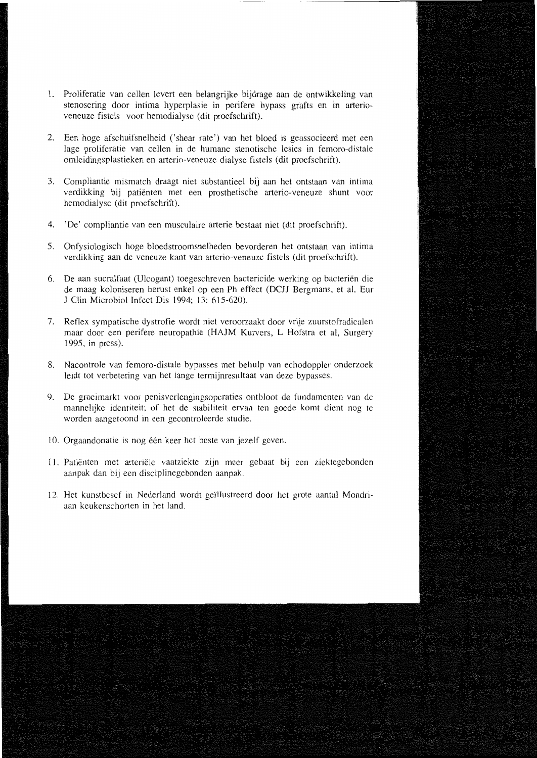1. Proliferatie van cellen levert een belangrijke bijdrage aan de ontwikkeling van stenosering door intima hyperplasie in perifere bypass grafts en in arterio-veneuze fistels voor hemodialyse (dit proefschrift).

2. Een hoge afschuifsnelheid ('shear rate') van het bloed is geassocieerd met een lage proliferatie van cellen in de humane stenotische lesies in femoro-distale omleidingsplastieken en arterio-veneuze dialyse fistels (dit proefschrift).

3. Compliantie mismatch draagt niet substantieel bij aan het ontstaan van intima verdikking bij patiënten met een prosthetische arterio-veneuze shunt voor hemodialyse (dit proefschrift).

4. 'De' compliantie van een musculaire arterie bestaat niet (dit proefschrift).

5. Onfysiologisch hoge bloedstroomsnelheden bevorderen het ontstaan van intima verdikking aan de veneuze kant van arterio-veneuze fistels (dit proefschrift).

6. De aan sucralfaat (Ulcogant) toegeschreven bactericide werking op bacteriën die de maag koloniseren berust enkel op een Ph effect (DCJJ Bergmans, et al. Eur J Clin Microbiol Infect Dis 1994; 13: 615-620).

7. Reflex sympatische dystrofie wordt niet veroorzaakt door vrije zuurstofradicalen maar door een perifere neuropathie (HAJM Kurvers, L Hofstra et al, Surgery 1995, in press).

8. Nacontrole van femoro-distale bypasses met behulp van echodoppler onderzoek leidt tot verbetering van het lange termijnresultaat van deze bypasses.

9. De groeimarkt voor penisverlengingsoperaties ontbloot de fundamenten van de mannelijke identiteit; of het de stabiliteit ervan ten goede komt dient nog te worden aangetoond in een gecontroleerde studie.

10. Orgaandonatie is nog één keer het beste van jezelf geven.

11. Patiënten met arteriële vaatziekte zijn meer gebaat bij een ziektegebonden aanpak dan bij een disciplinegebonden aanpak.

12. Het kunstbesef in Nederland wordt geïllustreerd door het grote aantal Mondriaan keukenschorten in het land.